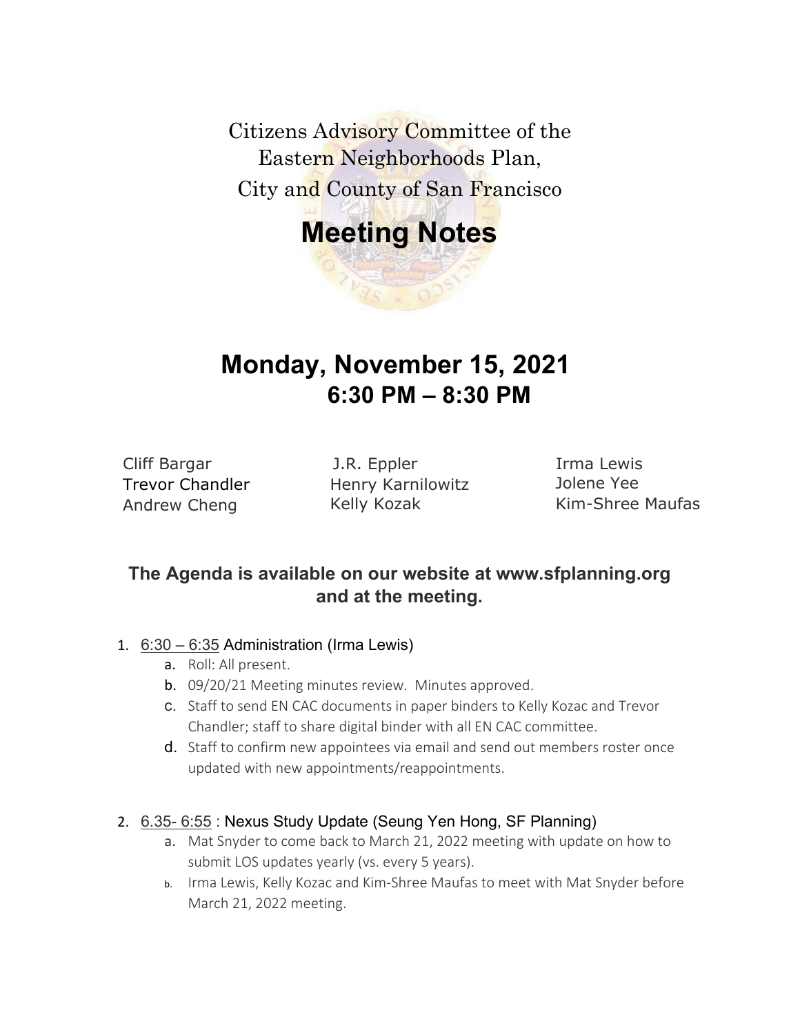Citizens Advisory Committee of the
Eastern Neighborhoods Plan,
City and County of San Francisco

# Meeting Notes

## Monday, November 15, 2021
## 6:30 PM – 8:30 PM

| | | |
|---|---|---|
| Cliff Bargar | J.R. Eppler | Irma Lewis |
| Trevor Chandler | Henry Karnilowitz | Jolene Yee |
| Andrew Cheng | Kelly Kozak | Kim-Shree Maufas |

### The Agenda is available on our website at www.sfplanning.org and at the meeting.

1. 6:30 – 6:35 Administration (Irma Lewis)
   a. Roll: All present.
   b. 09/20/21 Meeting minutes review. Minutes approved.
   c. Staff to send EN CAC documents in paper binders to Kelly Kozac and Trevor Chandler; staff to share digital binder with all EN CAC committee.
   d. Staff to confirm new appointees via email and send out members roster once updated with new appointments/reappointments.

2. 6.35- 6:55 : Nexus Study Update (Seung Yen Hong, SF Planning)
   a. Mat Snyder to come back to March 21, 2022 meeting with update on how to submit LOS updates yearly (vs. every 5 years).
   b. Irma Lewis, Kelly Kozac and Kim-Shree Maufas to meet with Mat Snyder before March 21, 2022 meeting.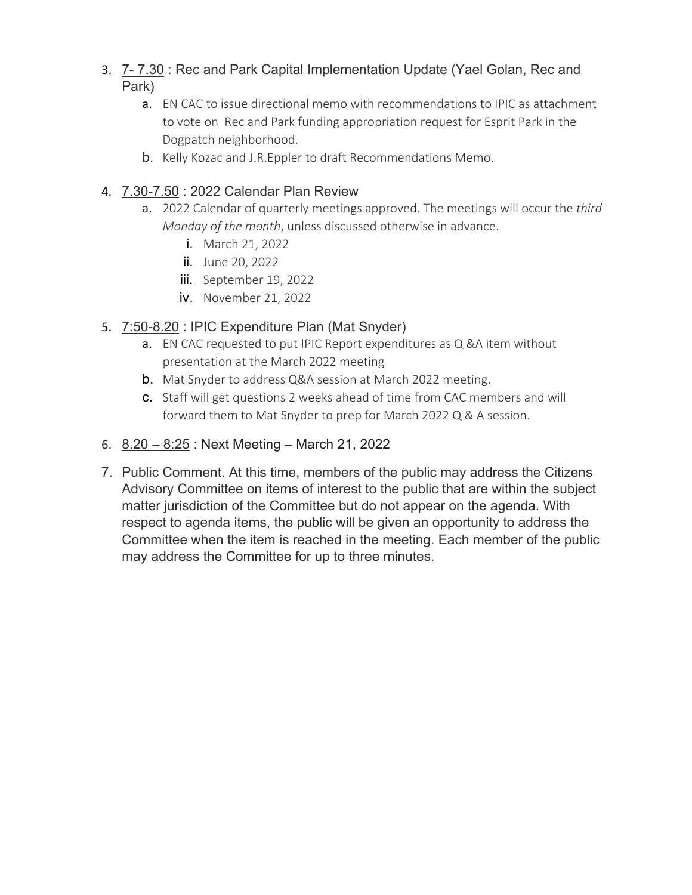3. <u>7- 7.30</u> : Rec and Park Capital Implementation Update (Yael Golan, Rec and Park)
   a. EN CAC to issue directional memo with recommendations to IPIC as attachment to vote on Rec and Park funding appropriation request for Esprit Park in the Dogpatch neighborhood.
   b. Kelly Kozac and J.R.Eppler to draft Recommendations Memo.

4. <u>7.30-7.50</u> : 2022 Calendar Plan Review
   a. 2022 Calendar of quarterly meetings approved. The meetings will occur the *third Monday of the month*, unless discussed otherwise in advance.
      i. March 21, 2022
      ii. June 20, 2022
      iii. September 19, 2022
      iv. November 21, 2022

5. <u>7:50-8.20</u> : IPIC Expenditure Plan (Mat Snyder)
   a. EN CAC requested to put IPIC Report expenditures as Q &A item without presentation at the March 2022 meeting
   b. Mat Snyder to address Q&A session at March 2022 meeting.
   c. Staff will get questions 2 weeks ahead of time from CAC members and will forward them to Mat Snyder to prep for March 2022 Q & A session.

6. <u>8.20 – 8:25</u> : Next Meeting – March 21, 2022

7. <u>Public Comment.</u> At this time, members of the public may address the Citizens Advisory Committee on items of interest to the public that are within the subject matter jurisdiction of the Committee but do not appear on the agenda. With respect to agenda items, the public will be given an opportunity to address the Committee when the item is reached in the meeting. Each member of the public may address the Committee for up to three minutes.